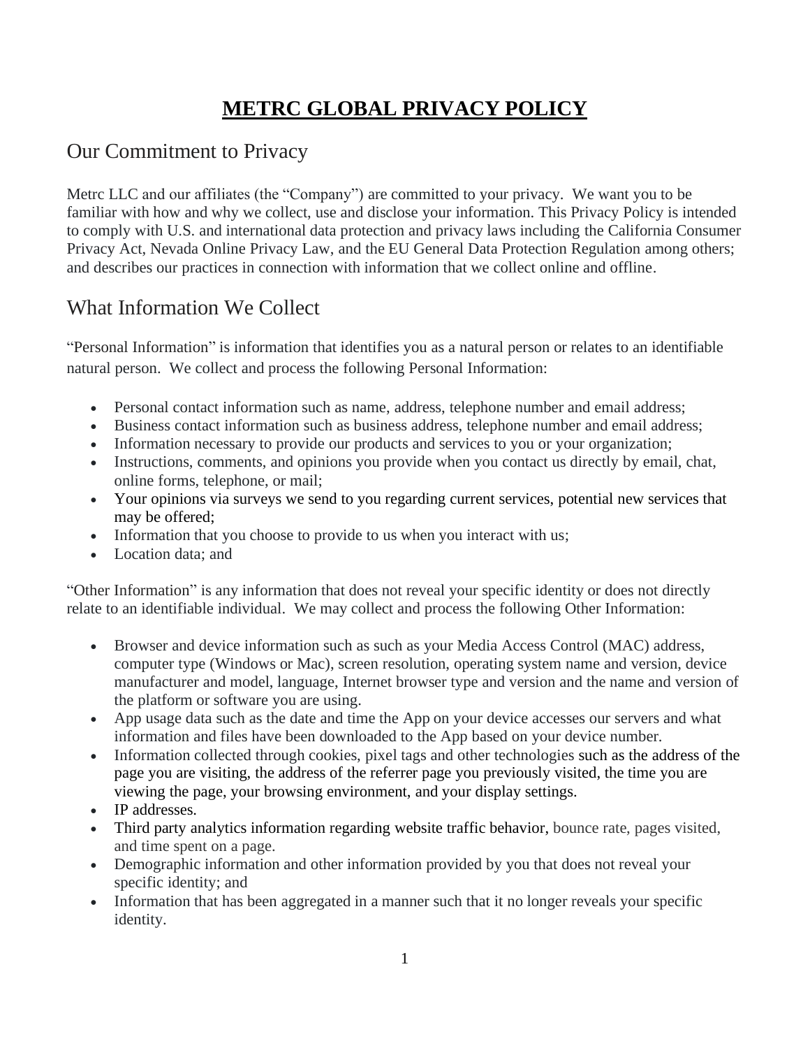# METRC GLOBAL PRIVACY POLICY

## Our Commitment to Privacy

Metrc LLC and our affiliates (the "Company") are committed to your privacy. We want you to be familiar with how and why we collect, use and disclose your information. This Privacy Policy is intended to comply with U.S. and international data protection and privacy laws including the California Consumer Privacy Act, Nevada Online Privacy Law, and the EU General Data Protection Regulation among others; and describes our practices in connection with information that we collect online and offline.

## What Information We Collect

"Personal Information" is information that identifies you as a natural person or relates to an identifiable natural person. We collect and process the following Personal Information:

- Personal contact information such as name, address, telephone number and email address;
- Business contact information such as business address, telephone number and email address;
- Information necessary to provide our products and services to you or your organization;
- Instructions, comments, and opinions you provide when you contact us directly by email, chat, online forms, telephone, or mail;
- Your opinions via surveys we send to you regarding current services, potential new services that may be offered;
- Information that you choose to provide to us when you interact with us;
- Location data; and

"Other Information" is any information that does not reveal your specific identity or does not directly relate to an identifiable individual. We may collect and process the following Other Information:

- Browser and device information such as such as your Media Access Control (MAC) address, computer type (Windows or Mac), screen resolution, operating system name and version, device manufacturer and model, language, Internet browser type and version and the name and version of the platform or software you are using.
- App usage data such as the date and time the App on your device accesses our servers and what information and files have been downloaded to the App based on your device number.
- Information collected through cookies, pixel tags and other technologies such as the address of the page you are visiting, the address of the referrer page you previously visited, the time you are viewing the page, your browsing environment, and your display settings.
- IP addresses.
- Third party analytics information regarding website traffic behavior, bounce rate, pages visited, and time spent on a page.
- Demographic information and other information provided by you that does not reveal your specific identity; and
- Information that has been aggregated in a manner such that it no longer reveals your specific identity.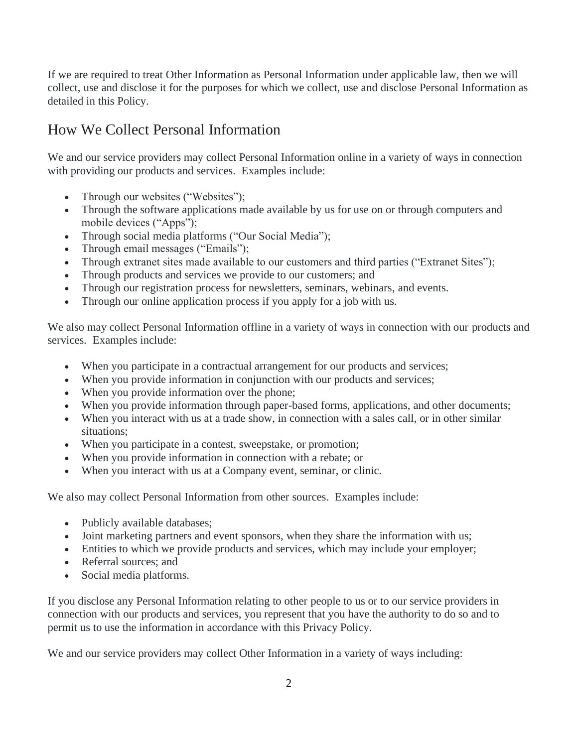If we are required to treat Other Information as Personal Information under applicable law, then we will collect, use and disclose it for the purposes for which we collect, use and disclose Personal Information as detailed in this Policy.

## How We Collect Personal Information

We and our service providers may collect Personal Information online in a variety of ways in connection with providing our products and services. Examples include:

- Through our websites ("Websites");
- Through the software applications made available by us for use on or through computers and mobile devices ("Apps");
- Through social media platforms ("Our Social Media");
- Through email messages ("Emails");
- Through extranet sites made available to our customers and third parties ("Extranet Sites");
- Through products and services we provide to our customers; and
- Through our registration process for newsletters, seminars, webinars, and events.
- Through our online application process if you apply for a job with us.

We also may collect Personal Information offline in a variety of ways in connection with our products and services. Examples include:

- When you participate in a contractual arrangement for our products and services;
- When you provide information in conjunction with our products and services;
- When you provide information over the phone;
- When you provide information through paper-based forms, applications, and other documents;
- When you interact with us at a trade show, in connection with a sales call, or in other similar situations;
- When you participate in a contest, sweepstake, or promotion;
- When you provide information in connection with a rebate; or
- When you interact with us at a Company event, seminar, or clinic.

We also may collect Personal Information from other sources. Examples include:

- Publicly available databases;
- Joint marketing partners and event sponsors, when they share the information with us;
- Entities to which we provide products and services, which may include your employer;
- Referral sources; and
- Social media platforms.

If you disclose any Personal Information relating to other people to us or to our service providers in connection with our products and services, you represent that you have the authority to do so and to permit us to use the information in accordance with this Privacy Policy.

We and our service providers may collect Other Information in a variety of ways including: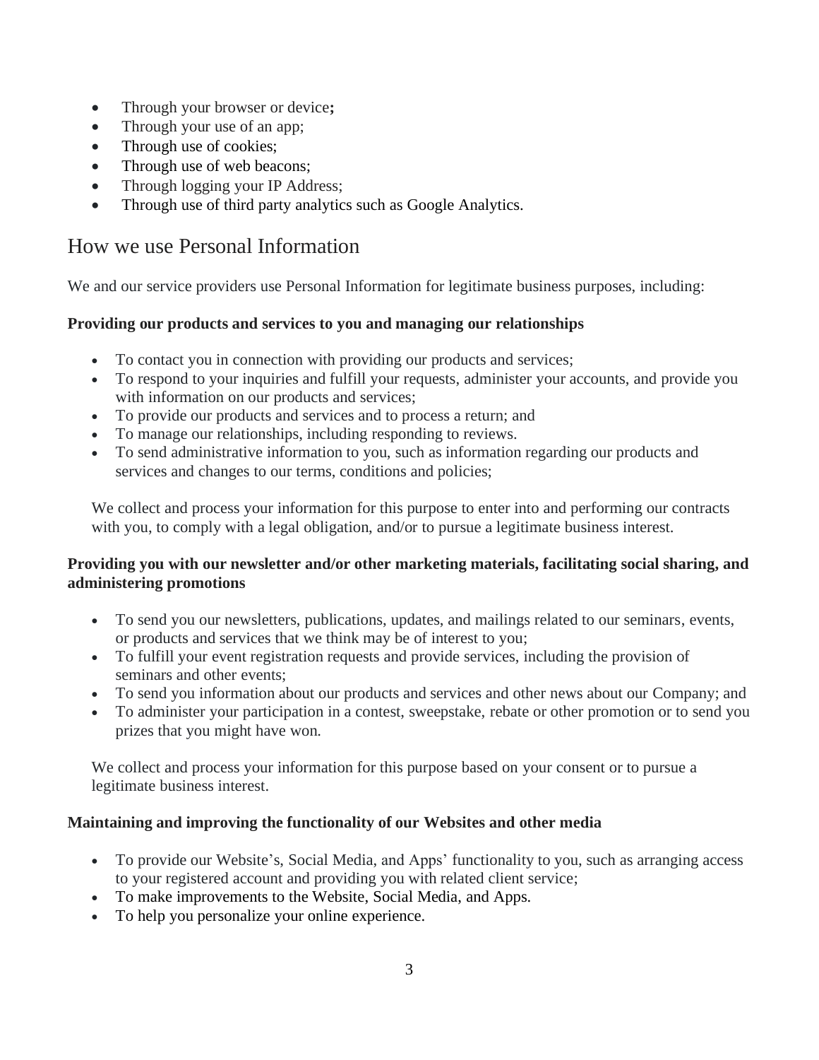- Through your browser or device**;**
- Through your use of an app;
- Through use of cookies;
- Through use of web beacons;
- Through logging your IP Address;
- Through use of third party analytics such as Google Analytics.

## How we use Personal Information

We and our service providers use Personal Information for legitimate business purposes, including:

**Providing our products and services to you and managing our relationships**

- To contact you in connection with providing our products and services;
- To respond to your inquiries and fulfill your requests, administer your accounts, and provide you with information on our products and services;
- To provide our products and services and to process a return; and
- To manage our relationships, including responding to reviews.
- To send administrative information to you, such as information regarding our products and services and changes to our terms, conditions and policies;

We collect and process your information for this purpose to enter into and performing our contracts with you, to comply with a legal obligation, and/or to pursue a legitimate business interest.

**Providing you with our newsletter and/or other marketing materials, facilitating social sharing, and administering promotions**

- To send you our newsletters, publications, updates, and mailings related to our seminars, events, or products and services that we think may be of interest to you;
- To fulfill your event registration requests and provide services, including the provision of seminars and other events;
- To send you information about our products and services and other news about our Company; and
- To administer your participation in a contest, sweepstake, rebate or other promotion or to send you prizes that you might have won.

We collect and process your information for this purpose based on your consent or to pursue a legitimate business interest.

**Maintaining and improving the functionality of our Websites and other media**

- To provide our Website's, Social Media, and Apps' functionality to you, such as arranging access to your registered account and providing you with related client service;
- To make improvements to the Website, Social Media, and Apps.
- To help you personalize your online experience.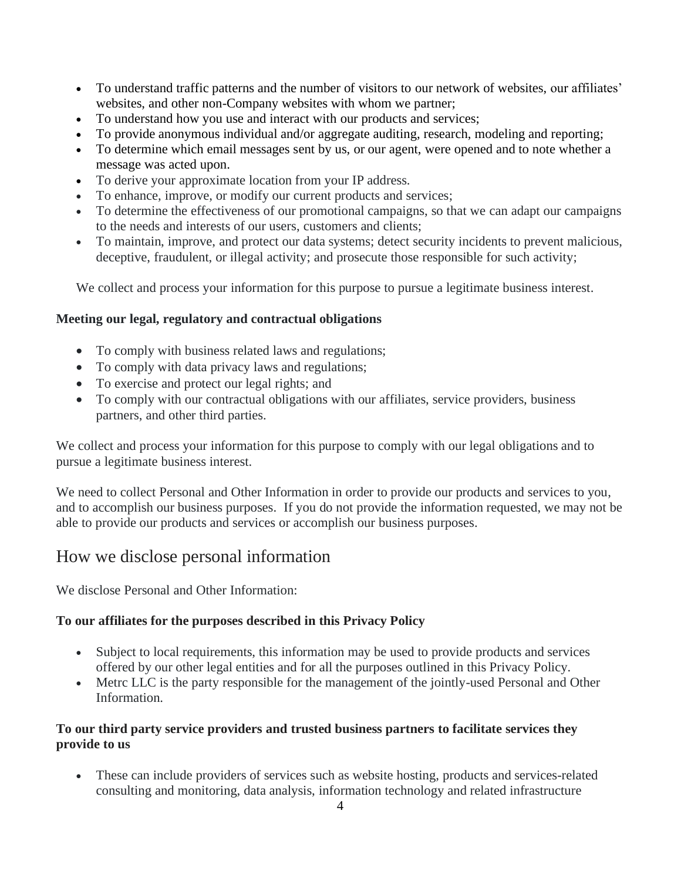- To understand traffic patterns and the number of visitors to our network of websites, our affiliates' websites, and other non-Company websites with whom we partner;
- To understand how you use and interact with our products and services;
- To provide anonymous individual and/or aggregate auditing, research, modeling and reporting;
- To determine which email messages sent by us, or our agent, were opened and to note whether a message was acted upon.
- To derive your approximate location from your IP address.
- To enhance, improve, or modify our current products and services;
- To determine the effectiveness of our promotional campaigns, so that we can adapt our campaigns to the needs and interests of our users, customers and clients;
- To maintain, improve, and protect our data systems; detect security incidents to prevent malicious, deceptive, fraudulent, or illegal activity; and prosecute those responsible for such activity;

We collect and process your information for this purpose to pursue a legitimate business interest.

**Meeting our legal, regulatory and contractual obligations**

- To comply with business related laws and regulations;
- To comply with data privacy laws and regulations;
- To exercise and protect our legal rights; and
- To comply with our contractual obligations with our affiliates, service providers, business partners, and other third parties.

We collect and process your information for this purpose to comply with our legal obligations and to pursue a legitimate business interest.

We need to collect Personal and Other Information in order to provide our products and services to you, and to accomplish our business purposes. If you do not provide the information requested, we may not be able to provide our products and services or accomplish our business purposes.

## How we disclose personal information

We disclose Personal and Other Information:

**To our affiliates for the purposes described in this Privacy Policy**

- Subject to local requirements, this information may be used to provide products and services offered by our other legal entities and for all the purposes outlined in this Privacy Policy.
- Metrc LLC is the party responsible for the management of the jointly-used Personal and Other Information.

**To our third party service providers and trusted business partners to facilitate services they provide to us**

- These can include providers of services such as website hosting, products and services-related consulting and monitoring, data analysis, information technology and related infrastructure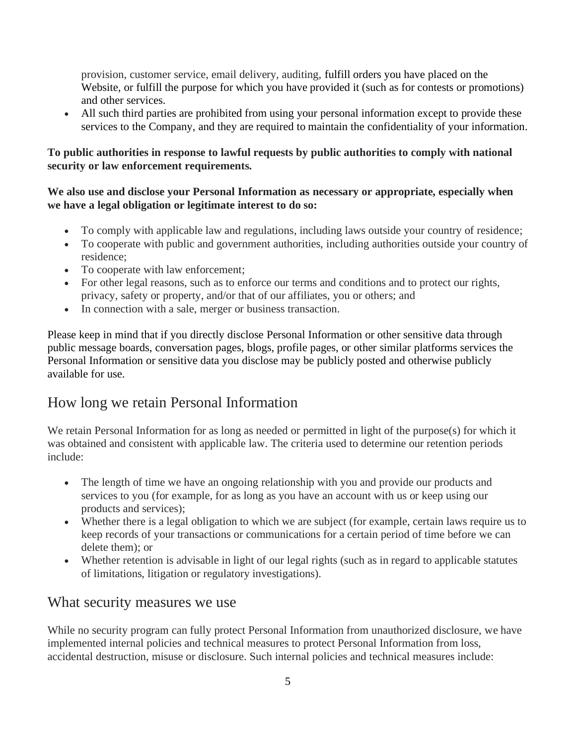provision, customer service, email delivery, auditing, fulfill orders you have placed on the Website, or fulfill the purpose for which you have provided it (such as for contests or promotions) and other services.

- All such third parties are prohibited from using your personal information except to provide these services to the Company, and they are required to maintain the confidentiality of your information.

**To public authorities in response to lawful requests by public authorities to comply with national security or law enforcement requirements.**

**We also use and disclose your Personal Information as necessary or appropriate, especially when we have a legal obligation or legitimate interest to do so:**

- To comply with applicable law and regulations, including laws outside your country of residence;
- To cooperate with public and government authorities, including authorities outside your country of residence;
- To cooperate with law enforcement;
- For other legal reasons, such as to enforce our terms and conditions and to protect our rights, privacy, safety or property, and/or that of our affiliates, you or others; and
- In connection with a sale, merger or business transaction.

Please keep in mind that if you directly disclose Personal Information or other sensitive data through public message boards, conversation pages, blogs, profile pages, or other similar platforms services the Personal Information or sensitive data you disclose may be publicly posted and otherwise publicly available for use.

## How long we retain Personal Information

We retain Personal Information for as long as needed or permitted in light of the purpose(s) for which it was obtained and consistent with applicable law. The criteria used to determine our retention periods include:

- The length of time we have an ongoing relationship with you and provide our products and services to you (for example, for as long as you have an account with us or keep using our products and services);
- Whether there is a legal obligation to which we are subject (for example, certain laws require us to keep records of your transactions or communications for a certain period of time before we can delete them); or
- Whether retention is advisable in light of our legal rights (such as in regard to applicable statutes of limitations, litigation or regulatory investigations).

## What security measures we use

While no security program can fully protect Personal Information from unauthorized disclosure, we have implemented internal policies and technical measures to protect Personal Information from loss, accidental destruction, misuse or disclosure. Such internal policies and technical measures include: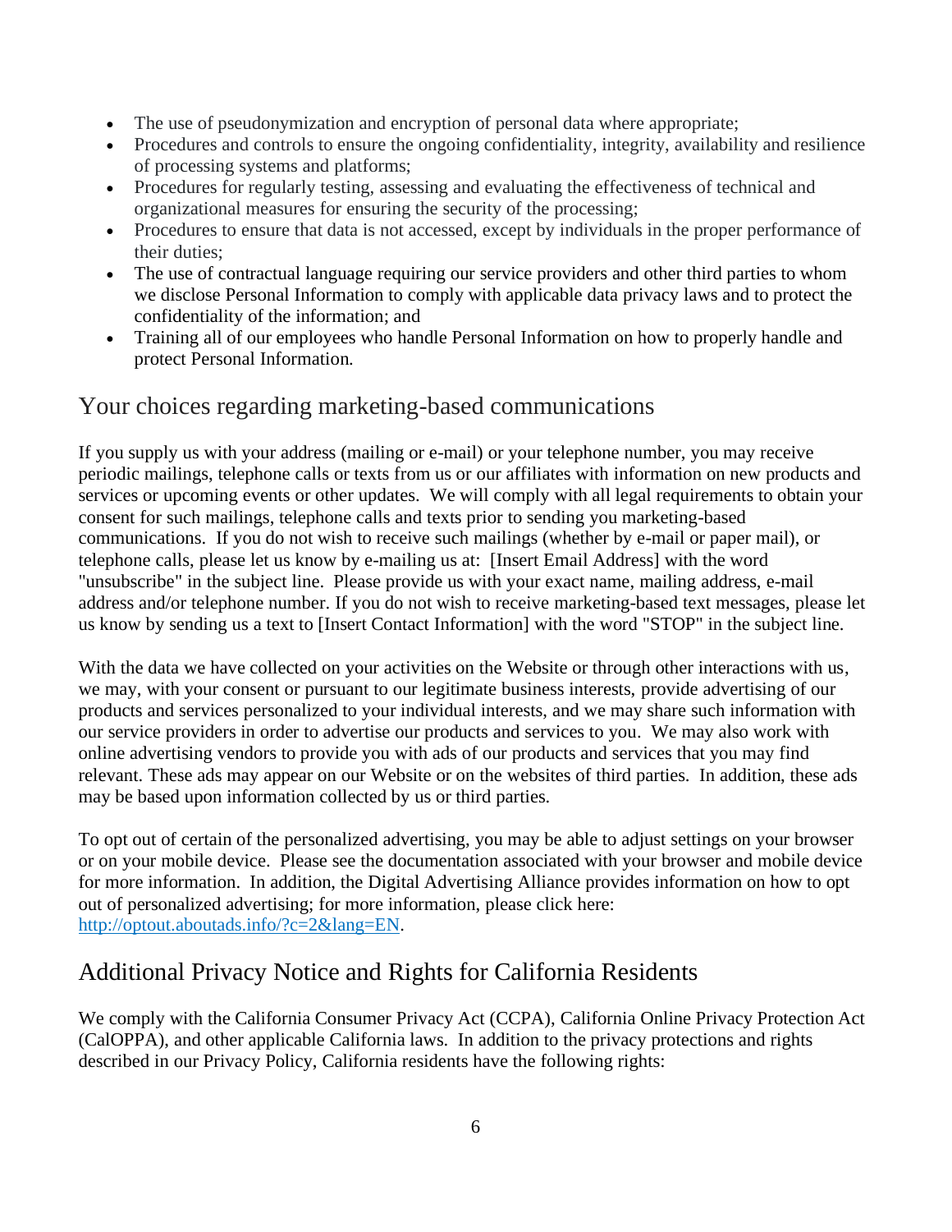- The use of pseudonymization and encryption of personal data where appropriate;
- Procedures and controls to ensure the ongoing confidentiality, integrity, availability and resilience of processing systems and platforms;
- Procedures for regularly testing, assessing and evaluating the effectiveness of technical and organizational measures for ensuring the security of the processing;
- Procedures to ensure that data is not accessed, except by individuals in the proper performance of their duties;
- The use of contractual language requiring our service providers and other third parties to whom we disclose Personal Information to comply with applicable data privacy laws and to protect the confidentiality of the information; and
- Training all of our employees who handle Personal Information on how to properly handle and protect Personal Information.

## Your choices regarding marketing-based communications

If you supply us with your address (mailing or e-mail) or your telephone number, you may receive periodic mailings, telephone calls or texts from us or our affiliates with information on new products and services or upcoming events or other updates. We will comply with all legal requirements to obtain your consent for such mailings, telephone calls and texts prior to sending you marketing-based communications. If you do not wish to receive such mailings (whether by e-mail or paper mail), or telephone calls, please let us know by e-mailing us at: [Insert Email Address] with the word "unsubscribe" in the subject line. Please provide us with your exact name, mailing address, e-mail address and/or telephone number. If you do not wish to receive marketing-based text messages, please let us know by sending us a text to [Insert Contact Information] with the word "STOP" in the subject line.

With the data we have collected on your activities on the Website or through other interactions with us, we may, with your consent or pursuant to our legitimate business interests, provide advertising of our products and services personalized to your individual interests, and we may share such information with our service providers in order to advertise our products and services to you. We may also work with online advertising vendors to provide you with ads of our products and services that you may find relevant. These ads may appear on our Website or on the websites of third parties. In addition, these ads may be based upon information collected by us or third parties.

To opt out of certain of the personalized advertising, you may be able to adjust settings on your browser or on your mobile device. Please see the documentation associated with your browser and mobile device for more information. In addition, the Digital Advertising Alliance provides information on how to opt out of personalized advertising; for more information, please click here: [http://optout.aboutads.info/?c=2&lang=EN](http://optout.aboutads.info/?c=2&lang=EN).

## Additional Privacy Notice and Rights for California Residents

We comply with the California Consumer Privacy Act (CCPA), California Online Privacy Protection Act (CalOPPA), and other applicable California laws. In addition to the privacy protections and rights described in our Privacy Policy, California residents have the following rights: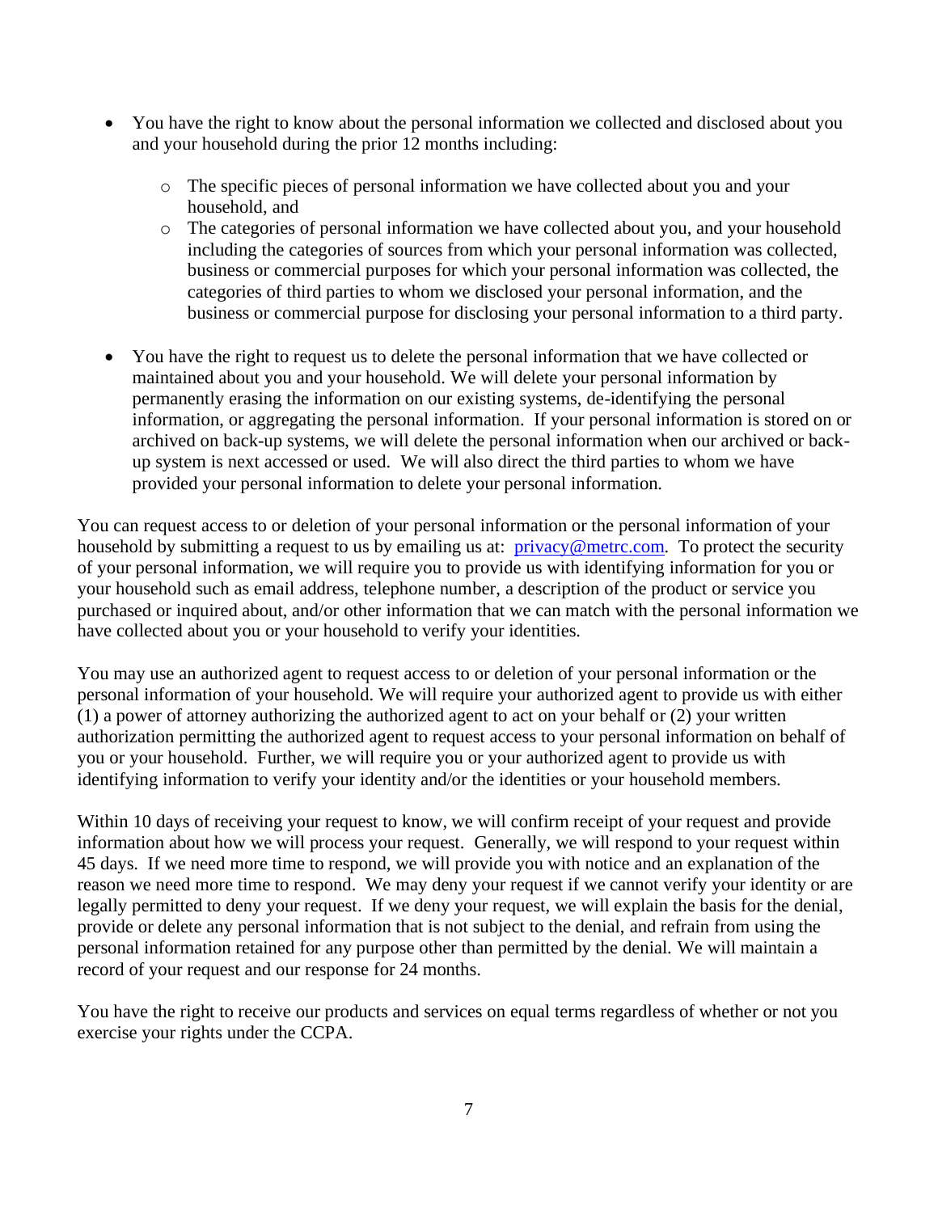- You have the right to know about the personal information we collected and disclosed about you and your household during the prior 12 months including:
  - The specific pieces of personal information we have collected about you and your household, and
  - The categories of personal information we have collected about you, and your household including the categories of sources from which your personal information was collected, business or commercial purposes for which your personal information was collected, the categories of third parties to whom we disclosed your personal information, and the business or commercial purpose for disclosing your personal information to a third party.

- You have the right to request us to delete the personal information that we have collected or maintained about you and your household. We will delete your personal information by permanently erasing the information on our existing systems, de-identifying the personal information, or aggregating the personal information. If your personal information is stored on or archived on back-up systems, we will delete the personal information when our archived or back-up system is next accessed or used. We will also direct the third parties to whom we have provided your personal information to delete your personal information.

You can request access to or deletion of your personal information or the personal information of your household by submitting a request to us by emailing us at: [privacy@metrc.com](mailto:privacy@metrc.com). To protect the security of your personal information, we will require you to provide us with identifying information for you or your household such as email address, telephone number, a description of the product or service you purchased or inquired about, and/or other information that we can match with the personal information we have collected about you or your household to verify your identities.

You may use an authorized agent to request access to or deletion of your personal information or the personal information of your household. We will require your authorized agent to provide us with either (1) a power of attorney authorizing the authorized agent to act on your behalf or (2) your written authorization permitting the authorized agent to request access to your personal information on behalf of you or your household. Further, we will require you or your authorized agent to provide us with identifying information to verify your identity and/or the identities or your household members.

Within 10 days of receiving your request to know, we will confirm receipt of your request and provide information about how we will process your request. Generally, we will respond to your request within 45 days. If we need more time to respond, we will provide you with notice and an explanation of the reason we need more time to respond. We may deny your request if we cannot verify your identity or are legally permitted to deny your request. If we deny your request, we will explain the basis for the denial, provide or delete any personal information that is not subject to the denial, and refrain from using the personal information retained for any purpose other than permitted by the denial. We will maintain a record of your request and our response for 24 months.

You have the right to receive our products and services on equal terms regardless of whether or not you exercise your rights under the CCPA.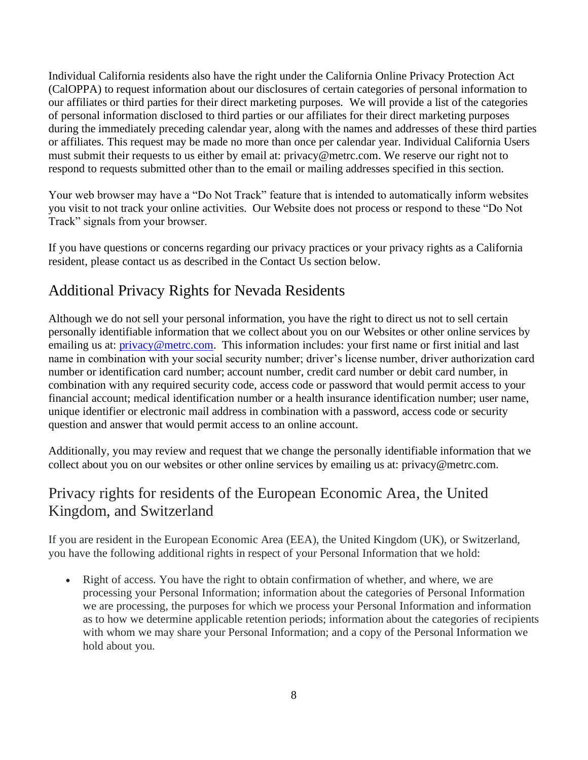Individual California residents also have the right under the California Online Privacy Protection Act (CalOPPA) to request information about our disclosures of certain categories of personal information to our affiliates or third parties for their direct marketing purposes.  We will provide a list of the categories of personal information disclosed to third parties or our affiliates for their direct marketing purposes during the immediately preceding calendar year, along with the names and addresses of these third parties or affiliates. This request may be made no more than once per calendar year. Individual California Users must submit their requests to us either by email at: privacy@metrc.com. We reserve our right not to respond to requests submitted other than to the email or mailing addresses specified in this section.

Your web browser may have a “Do Not Track” feature that is intended to automatically inform websites you visit to not track your online activities.  Our Website does not process or respond to these “Do Not Track” signals from your browser.

If you have questions or concerns regarding our privacy practices or your privacy rights as a California resident, please contact us as described in the Contact Us section below.

## Additional Privacy Rights for Nevada Residents

Although we do not sell your personal information, you have the right to direct us not to sell certain personally identifiable information that we collect about you on our Websites or other online services by emailing us at: [privacy@metrc.com](mailto:privacy@metrc.com).  This information includes: your first name or first initial and last name in combination with your social security number; driver’s license number, driver authorization card number or identification card number; account number, credit card number or debit card number, in combination with any required security code, access code or password that would permit access to your financial account; medical identification number or a health insurance identification number; user name, unique identifier or electronic mail address in combination with a password, access code or security question and answer that would permit access to an online account.

Additionally, you may review and request that we change the personally identifiable information that we collect about you on our websites or other online services by emailing us at: privacy@metrc.com.

## Privacy rights for residents of the European Economic Area, the United Kingdom, and Switzerland

If you are resident in the European Economic Area (EEA), the United Kingdom (UK), or Switzerland, you have the following additional rights in respect of your Personal Information that we hold:

- Right of access. You have the right to obtain confirmation of whether, and where, we are processing your Personal Information; information about the categories of Personal Information we are processing, the purposes for which we process your Personal Information and information as to how we determine applicable retention periods; information about the categories of recipients with whom we may share your Personal Information; and a copy of the Personal Information we hold about you.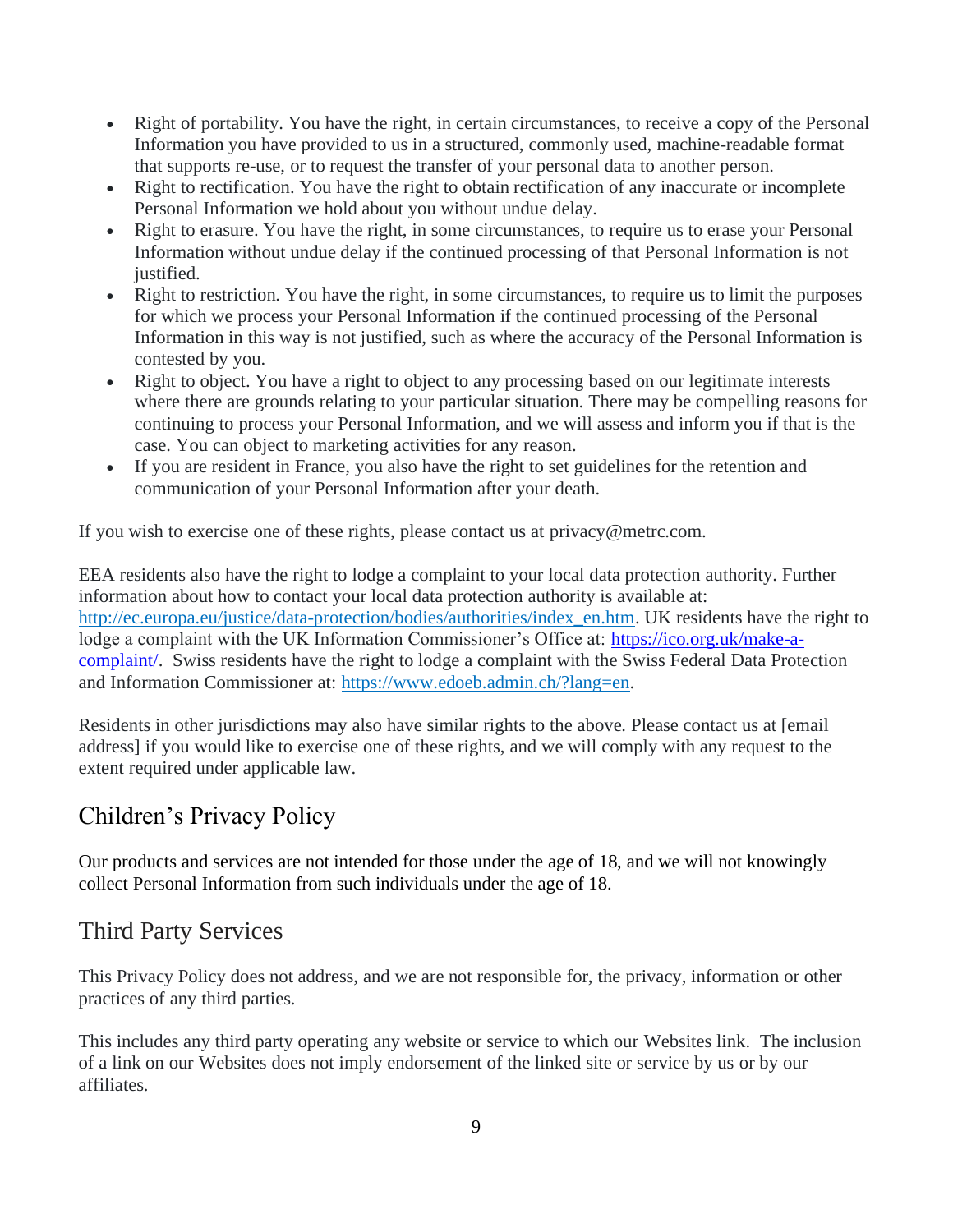- Right of portability. You have the right, in certain circumstances, to receive a copy of the Personal Information you have provided to us in a structured, commonly used, machine-readable format that supports re-use, or to request the transfer of your personal data to another person.
- Right to rectification. You have the right to obtain rectification of any inaccurate or incomplete Personal Information we hold about you without undue delay.
- Right to erasure. You have the right, in some circumstances, to require us to erase your Personal Information without undue delay if the continued processing of that Personal Information is not justified.
- Right to restriction. You have the right, in some circumstances, to require us to limit the purposes for which we process your Personal Information if the continued processing of the Personal Information in this way is not justified, such as where the accuracy of the Personal Information is contested by you.
- Right to object. You have a right to object to any processing based on our legitimate interests where there are grounds relating to your particular situation. There may be compelling reasons for continuing to process your Personal Information, and we will assess and inform you if that is the case. You can object to marketing activities for any reason.
- If you are resident in France, you also have the right to set guidelines for the retention and communication of your Personal Information after your death.

If you wish to exercise one of these rights, please contact us at privacy@metrc.com.

EEA residents also have the right to lodge a complaint to your local data protection authority. Further information about how to contact your local data protection authority is available at: [http://ec.europa.eu/justice/data-protection/bodies/authorities/index_en.htm](http://ec.europa.eu/justice/data-protection/bodies/authorities/index_en.htm). UK residents have the right to lodge a complaint with the UK Information Commissioner's Office at: [https://ico.org.uk/make-a-complaint/](https://ico.org.uk/make-a-complaint/). Swiss residents have the right to lodge a complaint with the Swiss Federal Data Protection and Information Commissioner at: [https://www.edoeb.admin.ch/?lang=en](https://www.edoeb.admin.ch/?lang=en).

Residents in other jurisdictions may also have similar rights to the above. Please contact us at [email address] if you would like to exercise one of these rights, and we will comply with any request to the extent required under applicable law.

## Children's Privacy Policy

Our products and services are not intended for those under the age of 18, and we will not knowingly collect Personal Information from such individuals under the age of 18.

## Third Party Services

This Privacy Policy does not address, and we are not responsible for, the privacy, information or other practices of any third parties.

This includes any third party operating any website or service to which our Websites link. The inclusion of a link on our Websites does not imply endorsement of the linked site or service by us or by our affiliates.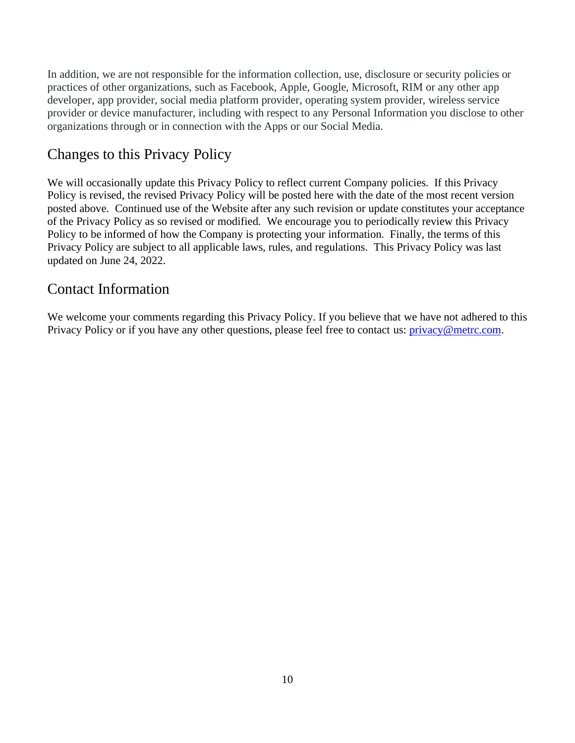In addition, we are not responsible for the information collection, use, disclosure or security policies or practices of other organizations, such as Facebook, Apple, Google, Microsoft, RIM or any other app developer, app provider, social media platform provider, operating system provider, wireless service provider or device manufacturer, including with respect to any Personal Information you disclose to other organizations through or in connection with the Apps or our Social Media.

## Changes to this Privacy Policy

We will occasionally update this Privacy Policy to reflect current Company policies. If this Privacy Policy is revised, the revised Privacy Policy will be posted here with the date of the most recent version posted above. Continued use of the Website after any such revision or update constitutes your acceptance of the Privacy Policy as so revised or modified. We encourage you to periodically review this Privacy Policy to be informed of how the Company is protecting your information. Finally, the terms of this Privacy Policy are subject to all applicable laws, rules, and regulations. This Privacy Policy was last updated on June 24, 2022.

## Contact Information

We welcome your comments regarding this Privacy Policy. If you believe that we have not adhered to this Privacy Policy or if you have any other questions, please feel free to contact us: [privacy@metrc.com](mailto:privacy@metrc.com).